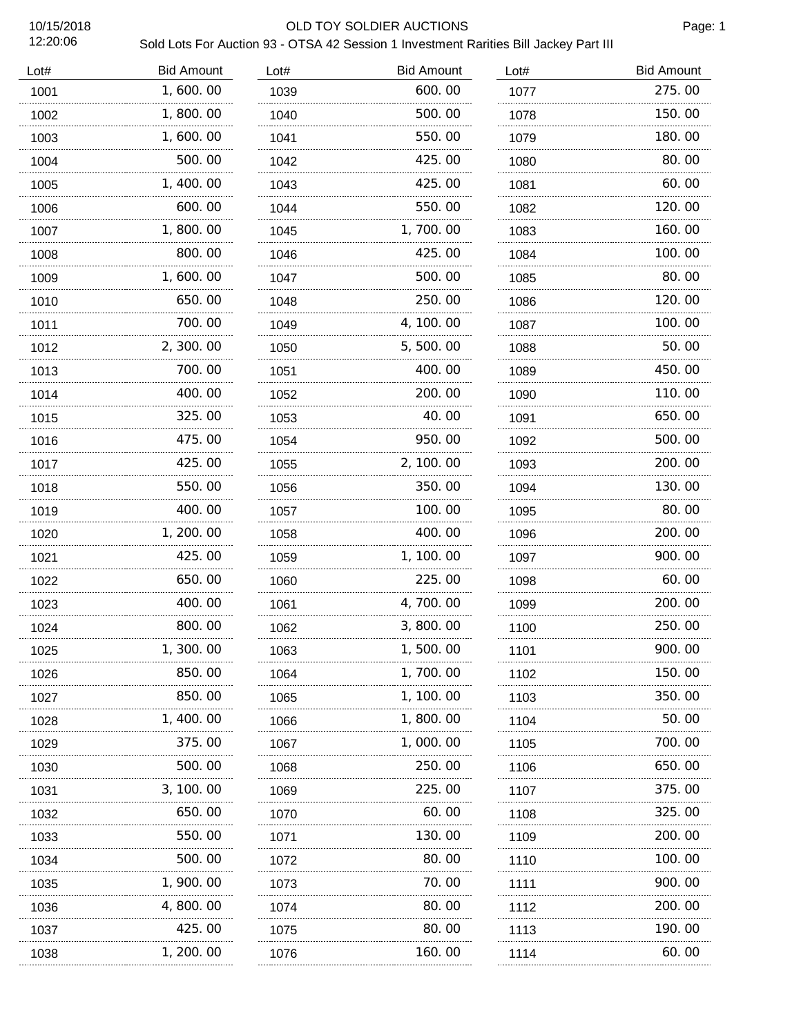10/15/2018
12:20:06

# OLD TOY SOLDIER AUCTIONS

Sold Lots For Auction 93 - OTSA 42 Session 1 Investment Rarities Bill Jackey Part III

| Lot# | Bid Amount |
|---|---|
| 1001 | 1,600.00 |
| 1002 | 1,800.00 |
| 1003 | 1,600.00 |
| 1004 | 500.00 |
| 1005 | 1,400.00 |
| 1006 | 600.00 |
| 1007 | 1,800.00 |
| 1008 | 800.00 |
| 1009 | 1,600.00 |
| 1010 | 650.00 |
| 1011 | 700.00 |
| 1012 | 2,300.00 |
| 1013 | 700.00 |
| 1014 | 400.00 |
| 1015 | 325.00 |
| 1016 | 475.00 |
| 1017 | 425.00 |
| 1018 | 550.00 |
| 1019 | 400.00 |
| 1020 | 1,200.00 |
| 1021 | 425.00 |
| 1022 | 650.00 |
| 1023 | 400.00 |
| 1024 | 800.00 |
| 1025 | 1,300.00 |
| 1026 | 850.00 |
| 1027 | 850.00 |
| 1028 | 1,400.00 |
| 1029 | 375.00 |
| 1030 | 500.00 |
| 1031 | 3,100.00 |
| 1032 | 650.00 |
| 1033 | 550.00 |
| 1034 | 500.00 |
| 1035 | 1,900.00 |
| 1036 | 4,800.00 |
| 1037 | 425.00 |
| 1038 | 1,200.00 |
| 1039 | 600.00 |
| 1040 | 500.00 |
| 1041 | 550.00 |
| 1042 | 425.00 |
| 1043 | 425.00 |
| 1044 | 550.00 |
| 1045 | 1,700.00 |
| 1046 | 425.00 |
| 1047 | 500.00 |
| 1048 | 250.00 |
| 1049 | 4,100.00 |
| 1050 | 5,500.00 |
| 1051 | 400.00 |
| 1052 | 200.00 |
| 1053 | 40.00 |
| 1054 | 950.00 |
| 1055 | 2,100.00 |
| 1056 | 350.00 |
| 1057 | 100.00 |
| 1058 | 400.00 |
| 1059 | 1,100.00 |
| 1060 | 225.00 |
| 1061 | 4,700.00 |
| 1062 | 3,800.00 |
| 1063 | 1,500.00 |
| 1064 | 1,700.00 |
| 1065 | 1,100.00 |
| 1066 | 1,800.00 |
| 1067 | 1,000.00 |
| 1068 | 250.00 |
| 1069 | 225.00 |
| 1070 | 60.00 |
| 1071 | 130.00 |
| 1072 | 80.00 |
| 1073 | 70.00 |
| 1074 | 80.00 |
| 1075 | 80.00 |
| 1076 | 160.00 |
| 1077 | 275.00 |
| 1078 | 150.00 |
| 1079 | 180.00 |
| 1080 | 80.00 |
| 1081 | 60.00 |
| 1082 | 120.00 |
| 1083 | 160.00 |
| 1084 | 100.00 |
| 1085 | 80.00 |
| 1086 | 120.00 |
| 1087 | 100.00 |
| 1088 | 50.00 |
| 1089 | 450.00 |
| 1090 | 110.00 |
| 1091 | 650.00 |
| 1092 | 500.00 |
| 1093 | 200.00 |
| 1094 | 130.00 |
| 1095 | 80.00 |
| 1096 | 200.00 |
| 1097 | 900.00 |
| 1098 | 60.00 |
| 1099 | 200.00 |
| 1100 | 250.00 |
| 1101 | 900.00 |
| 1102 | 150.00 |
| 1103 | 350.00 |
| 1104 | 50.00 |
| 1105 | 700.00 |
| 1106 | 650.00 |
| 1107 | 375.00 |
| 1108 | 325.00 |
| 1109 | 200.00 |
| 1110 | 100.00 |
| 1111 | 900.00 |
| 1112 | 200.00 |
| 1113 | 190.00 |
| 1114 | 60.00 |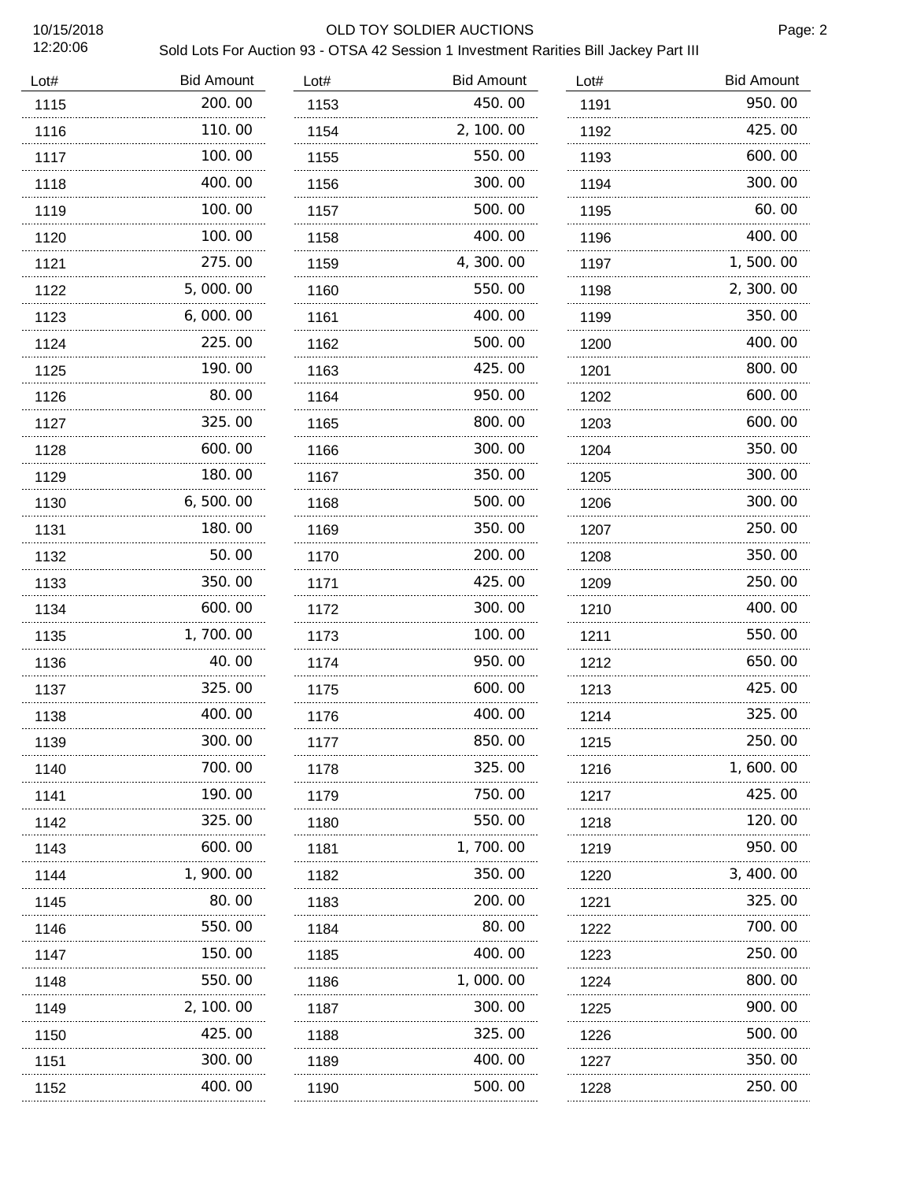OLD TOY SOLDIER AUCTIONS

Sold Lots For Auction 93 - OTSA 42 Session 1 Investment Rarities Bill Jackey Part III

| Lot# | Bid Amount | Lot# | Bid Amount | Lot# | Bid Amount |
|---|---|---|---|---|---|
| 1115 | 200.00 | 1153 | 450.00 | 1191 | 950.00 |
| 1116 | 110.00 | 1154 | 2,100.00 | 1192 | 425.00 |
| 1117 | 100.00 | 1155 | 550.00 | 1193 | 600.00 |
| 1118 | 400.00 | 1156 | 300.00 | 1194 | 300.00 |
| 1119 | 100.00 | 1157 | 500.00 | 1195 | 60.00 |
| 1120 | 100.00 | 1158 | 400.00 | 1196 | 400.00 |
| 1121 | 275.00 | 1159 | 4,300.00 | 1197 | 1,500.00 |
| 1122 | 5,000.00 | 1160 | 550.00 | 1198 | 2,300.00 |
| 1123 | 6,000.00 | 1161 | 400.00 | 1199 | 350.00 |
| 1124 | 225.00 | 1162 | 500.00 | 1200 | 400.00 |
| 1125 | 190.00 | 1163 | 425.00 | 1201 | 800.00 |
| 1126 | 80.00 | 1164 | 950.00 | 1202 | 600.00 |
| 1127 | 325.00 | 1165 | 800.00 | 1203 | 600.00 |
| 1128 | 600.00 | 1166 | 300.00 | 1204 | 350.00 |
| 1129 | 180.00 | 1167 | 350.00 | 1205 | 300.00 |
| 1130 | 6,500.00 | 1168 | 500.00 | 1206 | 300.00 |
| 1131 | 180.00 | 1169 | 350.00 | 1207 | 250.00 |
| 1132 | 50.00 | 1170 | 200.00 | 1208 | 350.00 |
| 1133 | 350.00 | 1171 | 425.00 | 1209 | 250.00 |
| 1134 | 600.00 | 1172 | 300.00 | 1210 | 400.00 |
| 1135 | 1,700.00 | 1173 | 100.00 | 1211 | 550.00 |
| 1136 | 40.00 | 1174 | 950.00 | 1212 | 650.00 |
| 1137 | 325.00 | 1175 | 600.00 | 1213 | 425.00 |
| 1138 | 400.00 | 1176 | 400.00 | 1214 | 325.00 |
| 1139 | 300.00 | 1177 | 850.00 | 1215 | 250.00 |
| 1140 | 700.00 | 1178 | 325.00 | 1216 | 1,600.00 |
| 1141 | 190.00 | 1179 | 750.00 | 1217 | 425.00 |
| 1142 | 325.00 | 1180 | 550.00 | 1218 | 120.00 |
| 1143 | 600.00 | 1181 | 1,700.00 | 1219 | 950.00 |
| 1144 | 1,900.00 | 1182 | 350.00 | 1220 | 3,400.00 |
| 1145 | 80.00 | 1183 | 200.00 | 1221 | 325.00 |
| 1146 | 550.00 | 1184 | 80.00 | 1222 | 700.00 |
| 1147 | 150.00 | 1185 | 400.00 | 1223 | 250.00 |
| 1148 | 550.00 | 1186 | 1,000.00 | 1224 | 800.00 |
| 1149 | 2,100.00 | 1187 | 300.00 | 1225 | 900.00 |
| 1150 | 425.00 | 1188 | 325.00 | 1226 | 500.00 |
| 1151 | 300.00 | 1189 | 400.00 | 1227 | 350.00 |
| 1152 | 400.00 | 1190 | 500.00 | 1228 | 250.00 |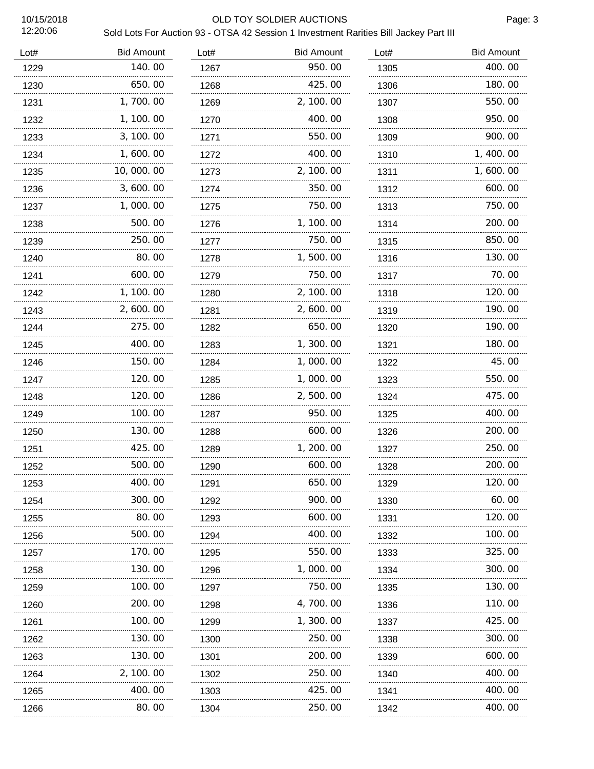OLD TOY SOLDIER AUCTIONS

Sold Lots For Auction 93 - OTSA 42 Session 1 Investment Rarities Bill Jackey Part III

| Lot# | Bid Amount | Lot# | Bid Amount | Lot# | Bid Amount |
|---|---|---|---|---|---|
| 1229 | 140.00 | 1267 | 950.00 | 1305 | 400.00 |
| 1230 | 650.00 | 1268 | 425.00 | 1306 | 180.00 |
| 1231 | 1,700.00 | 1269 | 2,100.00 | 1307 | 550.00 |
| 1232 | 1,100.00 | 1270 | 400.00 | 1308 | 950.00 |
| 1233 | 3,100.00 | 1271 | 550.00 | 1309 | 900.00 |
| 1234 | 1,600.00 | 1272 | 400.00 | 1310 | 1,400.00 |
| 1235 | 10,000.00 | 1273 | 2,100.00 | 1311 | 1,600.00 |
| 1236 | 3,600.00 | 1274 | 350.00 | 1312 | 600.00 |
| 1237 | 1,000.00 | 1275 | 750.00 | 1313 | 750.00 |
| 1238 | 500.00 | 1276 | 1,100.00 | 1314 | 200.00 |
| 1239 | 250.00 | 1277 | 750.00 | 1315 | 850.00 |
| 1240 | 80.00 | 1278 | 1,500.00 | 1316 | 130.00 |
| 1241 | 600.00 | 1279 | 750.00 | 1317 | 70.00 |
| 1242 | 1,100.00 | 1280 | 2,100.00 | 1318 | 120.00 |
| 1243 | 2,600.00 | 1281 | 2,600.00 | 1319 | 190.00 |
| 1244 | 275.00 | 1282 | 650.00 | 1320 | 190.00 |
| 1245 | 400.00 | 1283 | 1,300.00 | 1321 | 180.00 |
| 1246 | 150.00 | 1284 | 1,000.00 | 1322 | 45.00 |
| 1247 | 120.00 | 1285 | 1,000.00 | 1323 | 550.00 |
| 1248 | 120.00 | 1286 | 2,500.00 | 1324 | 475.00 |
| 1249 | 100.00 | 1287 | 950.00 | 1325 | 400.00 |
| 1250 | 130.00 | 1288 | 600.00 | 1326 | 200.00 |
| 1251 | 425.00 | 1289 | 1,200.00 | 1327 | 250.00 |
| 1252 | 500.00 | 1290 | 600.00 | 1328 | 200.00 |
| 1253 | 400.00 | 1291 | 650.00 | 1329 | 120.00 |
| 1254 | 300.00 | 1292 | 900.00 | 1330 | 60.00 |
| 1255 | 80.00 | 1293 | 600.00 | 1331 | 120.00 |
| 1256 | 500.00 | 1294 | 400.00 | 1332 | 100.00 |
| 1257 | 170.00 | 1295 | 550.00 | 1333 | 325.00 |
| 1258 | 130.00 | 1296 | 1,000.00 | 1334 | 300.00 |
| 1259 | 100.00 | 1297 | 750.00 | 1335 | 130.00 |
| 1260 | 200.00 | 1298 | 4,700.00 | 1336 | 110.00 |
| 1261 | 100.00 | 1299 | 1,300.00 | 1337 | 425.00 |
| 1262 | 130.00 | 1300 | 250.00 | 1338 | 300.00 |
| 1263 | 130.00 | 1301 | 200.00 | 1339 | 600.00 |
| 1264 | 2,100.00 | 1302 | 250.00 | 1340 | 400.00 |
| 1265 | 400.00 | 1303 | 425.00 | 1341 | 400.00 |
| 1266 | 80.00 | 1304 | 250.00 | 1342 | 400.00 |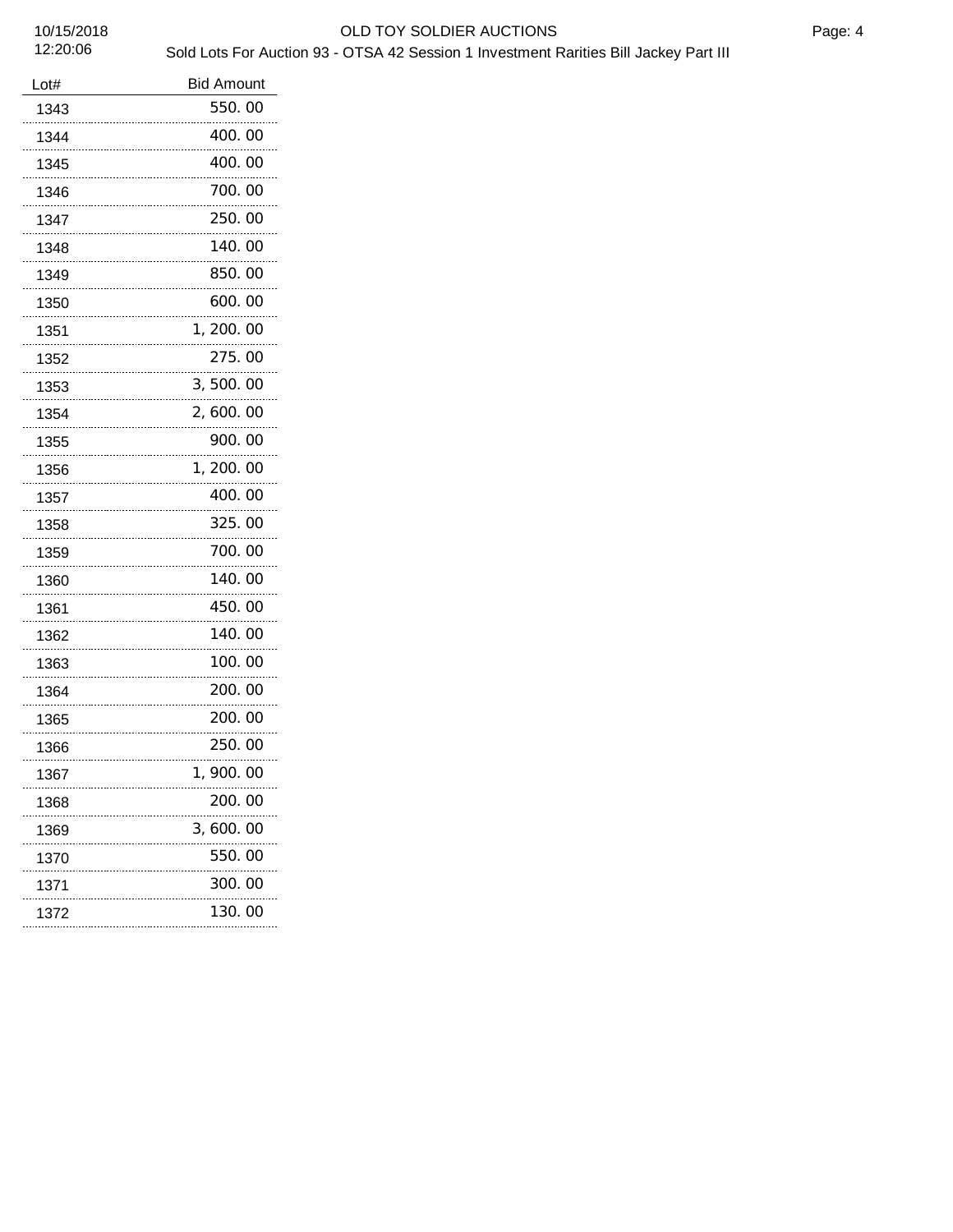| Lot# | Bid Amount |
| --- | --- |
| 1343 | 550.00 |
| 1344 | 400.00 |
| 1345 | 400.00 |
| 1346 | 700.00 |
| 1347 | 250.00 |
| 1348 | 140.00 |
| 1349 | 850.00 |
| 1350 | 600.00 |
| 1351 | 1,200.00 |
| 1352 | 275.00 |
| 1353 | 3,500.00 |
| 1354 | 2,600.00 |
| 1355 | 900.00 |
| 1356 | 1,200.00 |
| 1357 | 400.00 |
| 1358 | 325.00 |
| 1359 | 700.00 |
| 1360 | 140.00 |
| 1361 | 450.00 |
| 1362 | 140.00 |
| 1363 | 100.00 |
| 1364 | 200.00 |
| 1365 | 200.00 |
| 1366 | 250.00 |
| 1367 | 1,900.00 |
| 1368 | 200.00 |
| 1369 | 3,600.00 |
| 1370 | 550.00 |
| 1371 | 300.00 |
| 1372 | 130.00 |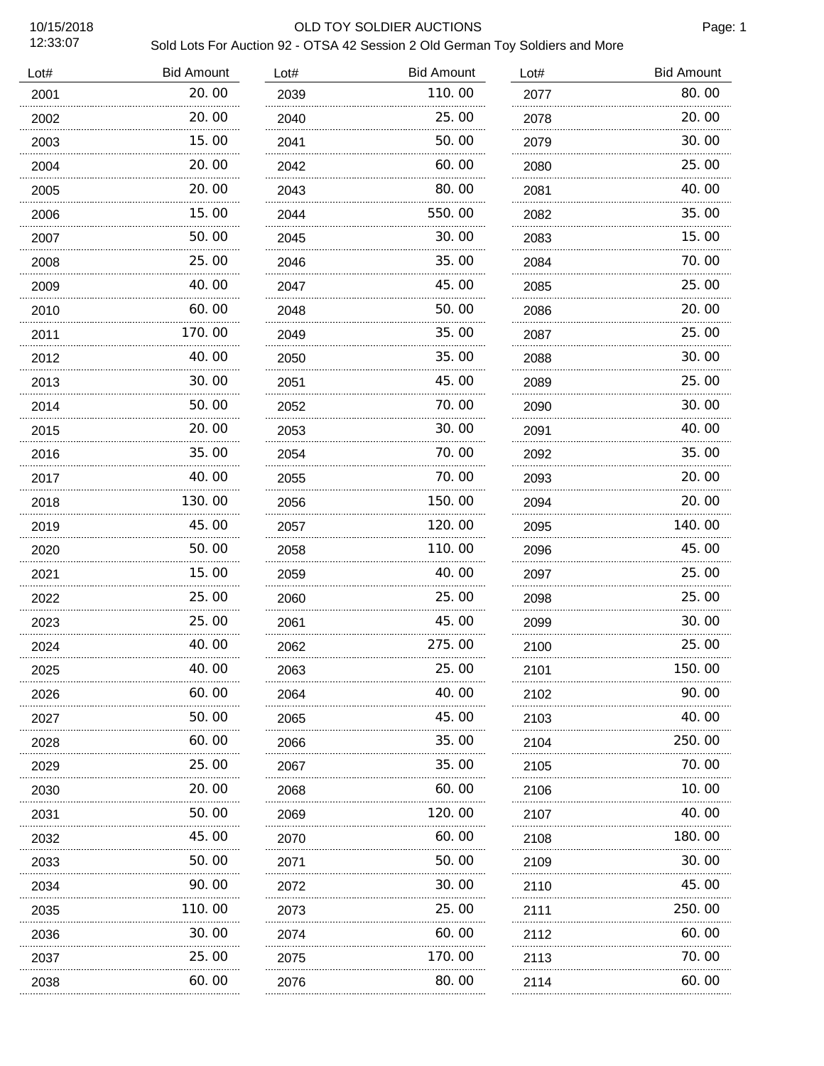# OLD TOY SOLDIER AUCTIONS

10/15/2018
12:33:07

Sold Lots For Auction 92 - OTSA 42 Session 2 Old German Toy Soldiers and More

| Lot# | Bid Amount |
|---|---|
| 2001 | 20.00 |
| 2002 | 20.00 |
| 2003 | 15.00 |
| 2004 | 20.00 |
| 2005 | 20.00 |
| 2006 | 15.00 |
| 2007 | 50.00 |
| 2008 | 25.00 |
| 2009 | 40.00 |
| 2010 | 60.00 |
| 2011 | 170.00 |
| 2012 | 40.00 |
| 2013 | 30.00 |
| 2014 | 50.00 |
| 2015 | 20.00 |
| 2016 | 35.00 |
| 2017 | 40.00 |
| 2018 | 130.00 |
| 2019 | 45.00 |
| 2020 | 50.00 |
| 2021 | 15.00 |
| 2022 | 25.00 |
| 2023 | 25.00 |
| 2024 | 40.00 |
| 2025 | 40.00 |
| 2026 | 60.00 |
| 2027 | 50.00 |
| 2028 | 60.00 |
| 2029 | 25.00 |
| 2030 | 20.00 |
| 2031 | 50.00 |
| 2032 | 45.00 |
| 2033 | 50.00 |
| 2034 | 90.00 |
| 2035 | 110.00 |
| 2036 | 30.00 |
| 2037 | 25.00 |
| 2038 | 60.00 |
| 2039 | 110.00 |
| 2040 | 25.00 |
| 2041 | 50.00 |
| 2042 | 60.00 |
| 2043 | 80.00 |
| 2044 | 550.00 |
| 2045 | 30.00 |
| 2046 | 35.00 |
| 2047 | 45.00 |
| 2048 | 50.00 |
| 2049 | 35.00 |
| 2050 | 35.00 |
| 2051 | 45.00 |
| 2052 | 70.00 |
| 2053 | 30.00 |
| 2054 | 70.00 |
| 2055 | 70.00 |
| 2056 | 150.00 |
| 2057 | 120.00 |
| 2058 | 110.00 |
| 2059 | 40.00 |
| 2060 | 25.00 |
| 2061 | 45.00 |
| 2062 | 275.00 |
| 2063 | 25.00 |
| 2064 | 40.00 |
| 2065 | 45.00 |
| 2066 | 35.00 |
| 2067 | 35.00 |
| 2068 | 60.00 |
| 2069 | 120.00 |
| 2070 | 60.00 |
| 2071 | 50.00 |
| 2072 | 30.00 |
| 2073 | 25.00 |
| 2074 | 60.00 |
| 2075 | 170.00 |
| 2076 | 80.00 |
| 2077 | 80.00 |
| 2078 | 20.00 |
| 2079 | 30.00 |
| 2080 | 25.00 |
| 2081 | 40.00 |
| 2082 | 35.00 |
| 2083 | 15.00 |
| 2084 | 70.00 |
| 2085 | 25.00 |
| 2086 | 20.00 |
| 2087 | 25.00 |
| 2088 | 30.00 |
| 2089 | 25.00 |
| 2090 | 30.00 |
| 2091 | 40.00 |
| 2092 | 35.00 |
| 2093 | 20.00 |
| 2094 | 20.00 |
| 2095 | 140.00 |
| 2096 | 45.00 |
| 2097 | 25.00 |
| 2098 | 25.00 |
| 2099 | 30.00 |
| 2100 | 25.00 |
| 2101 | 150.00 |
| 2102 | 90.00 |
| 2103 | 40.00 |
| 2104 | 250.00 |
| 2105 | 70.00 |
| 2106 | 10.00 |
| 2107 | 40.00 |
| 2108 | 180.00 |
| 2109 | 30.00 |
| 2110 | 45.00 |
| 2111 | 250.00 |
| 2112 | 60.00 |
| 2113 | 70.00 |
| 2114 | 60.00 |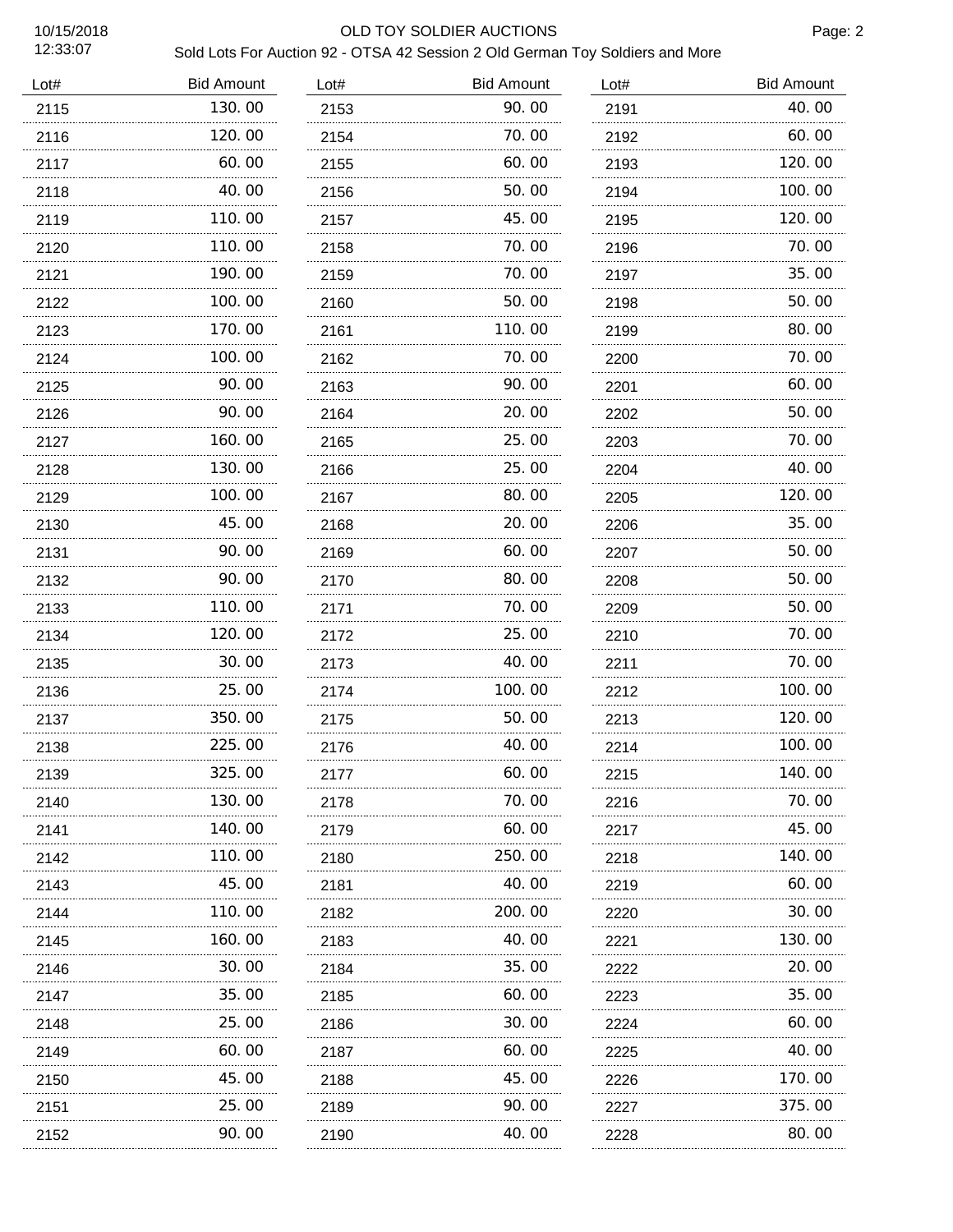# OLD TOY SOLDIER AUCTIONS

## Sold Lots For Auction 92 - OTSA 42 Session 2 Old German Toy Soldiers and More

10/15/2018
12:33:07

| Lot# | Bid Amount | Lot# | Bid Amount | Lot# | Bid Amount |
|---|---|---|---|---|---|
| 2115 | 130.00 | 2153 | 90.00 | 2191 | 40.00 |
| 2116 | 120.00 | 2154 | 70.00 | 2192 | 60.00 |
| 2117 | 60.00 | 2155 | 60.00 | 2193 | 120.00 |
| 2118 | 40.00 | 2156 | 50.00 | 2194 | 100.00 |
| 2119 | 110.00 | 2157 | 45.00 | 2195 | 120.00 |
| 2120 | 110.00 | 2158 | 70.00 | 2196 | 70.00 |
| 2121 | 190.00 | 2159 | 70.00 | 2197 | 35.00 |
| 2122 | 100.00 | 2160 | 50.00 | 2198 | 50.00 |
| 2123 | 170.00 | 2161 | 110.00 | 2199 | 80.00 |
| 2124 | 100.00 | 2162 | 70.00 | 2200 | 70.00 |
| 2125 | 90.00 | 2163 | 90.00 | 2201 | 60.00 |
| 2126 | 90.00 | 2164 | 20.00 | 2202 | 50.00 |
| 2127 | 160.00 | 2165 | 25.00 | 2203 | 70.00 |
| 2128 | 130.00 | 2166 | 25.00 | 2204 | 40.00 |
| 2129 | 100.00 | 2167 | 80.00 | 2205 | 120.00 |
| 2130 | 45.00 | 2168 | 20.00 | 2206 | 35.00 |
| 2131 | 90.00 | 2169 | 60.00 | 2207 | 50.00 |
| 2132 | 90.00 | 2170 | 80.00 | 2208 | 50.00 |
| 2133 | 110.00 | 2171 | 70.00 | 2209 | 50.00 |
| 2134 | 120.00 | 2172 | 25.00 | 2210 | 70.00 |
| 2135 | 30.00 | 2173 | 40.00 | 2211 | 70.00 |
| 2136 | 25.00 | 2174 | 100.00 | 2212 | 100.00 |
| 2137 | 350.00 | 2175 | 50.00 | 2213 | 120.00 |
| 2138 | 225.00 | 2176 | 40.00 | 2214 | 100.00 |
| 2139 | 325.00 | 2177 | 60.00 | 2215 | 140.00 |
| 2140 | 130.00 | 2178 | 70.00 | 2216 | 70.00 |
| 2141 | 140.00 | 2179 | 60.00 | 2217 | 45.00 |
| 2142 | 110.00 | 2180 | 250.00 | 2218 | 140.00 |
| 2143 | 45.00 | 2181 | 40.00 | 2219 | 60.00 |
| 2144 | 110.00 | 2182 | 200.00 | 2220 | 30.00 |
| 2145 | 160.00 | 2183 | 40.00 | 2221 | 130.00 |
| 2146 | 30.00 | 2184 | 35.00 | 2222 | 20.00 |
| 2147 | 35.00 | 2185 | 60.00 | 2223 | 35.00 |
| 2148 | 25.00 | 2186 | 30.00 | 2224 | 60.00 |
| 2149 | 60.00 | 2187 | 60.00 | 2225 | 40.00 |
| 2150 | 45.00 | 2188 | 45.00 | 2226 | 170.00 |
| 2151 | 25.00 | 2189 | 90.00 | 2227 | 375.00 |
| 2152 | 90.00 | 2190 | 40.00 | 2228 | 80.00 |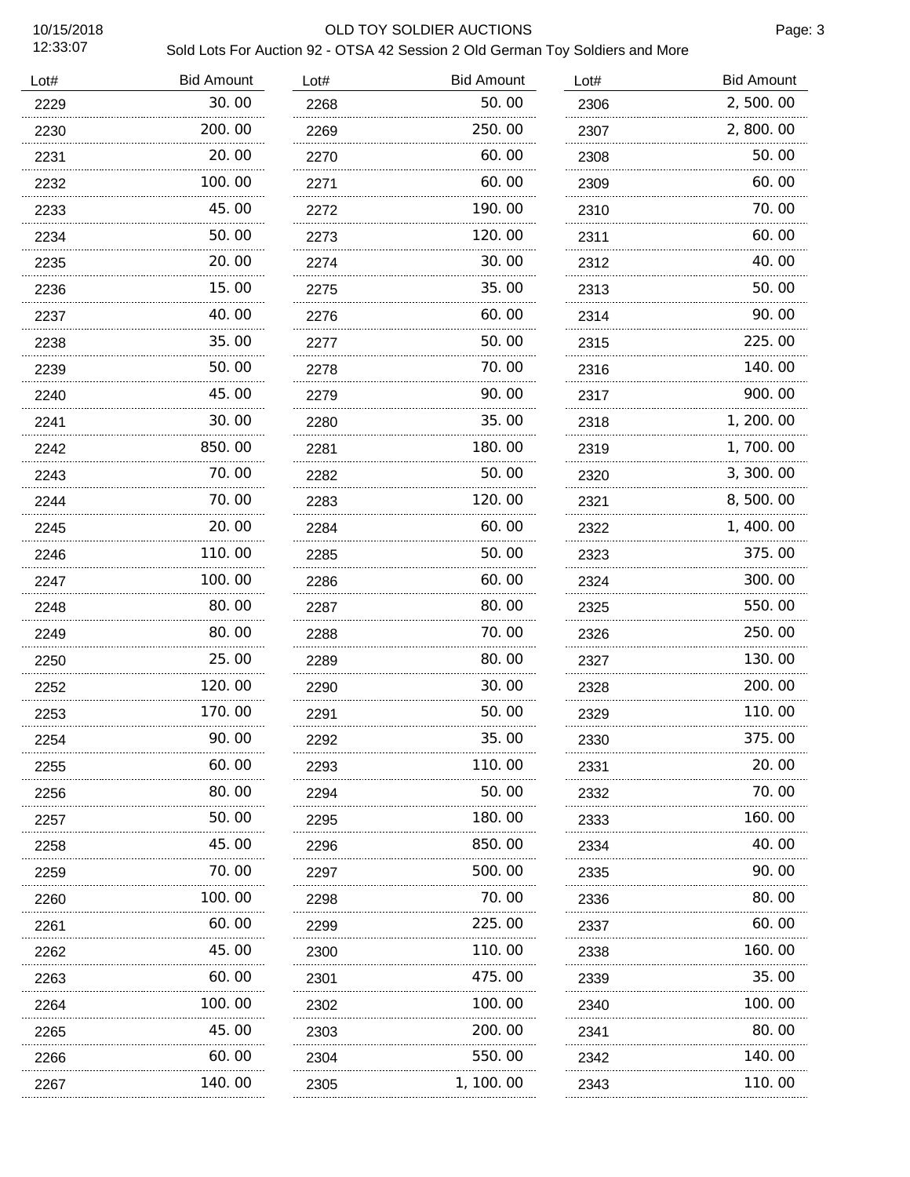# OLD TOY SOLDIER AUCTIONS

Sold Lots For Auction 92 - OTSA 42 Session 2 Old German Toy Soldiers and More

| Lot# | Bid Amount |
|---|---|
| 2229 | 30.00 |
| 2230 | 200.00 |
| 2231 | 20.00 |
| 2232 | 100.00 |
| 2233 | 45.00 |
| 2234 | 50.00 |
| 2235 | 20.00 |
| 2236 | 15.00 |
| 2237 | 40.00 |
| 2238 | 35.00 |
| 2239 | 50.00 |
| 2240 | 45.00 |
| 2241 | 30.00 |
| 2242 | 850.00 |
| 2243 | 70.00 |
| 2244 | 70.00 |
| 2245 | 20.00 |
| 2246 | 110.00 |
| 2247 | 100.00 |
| 2248 | 80.00 |
| 2249 | 80.00 |
| 2250 | 25.00 |
| 2252 | 120.00 |
| 2253 | 170.00 |
| 2254 | 90.00 |
| 2255 | 60.00 |
| 2256 | 80.00 |
| 2257 | 50.00 |
| 2258 | 45.00 |
| 2259 | 70.00 |
| 2260 | 100.00 |
| 2261 | 60.00 |
| 2262 | 45.00 |
| 2263 | 60.00 |
| 2264 | 100.00 |
| 2265 | 45.00 |
| 2266 | 60.00 |
| 2267 | 140.00 |
| 2268 | 50.00 |
| 2269 | 250.00 |
| 2270 | 60.00 |
| 2271 | 60.00 |
| 2272 | 190.00 |
| 2273 | 120.00 |
| 2274 | 30.00 |
| 2275 | 35.00 |
| 2276 | 60.00 |
| 2277 | 50.00 |
| 2278 | 70.00 |
| 2279 | 90.00 |
| 2280 | 35.00 |
| 2281 | 180.00 |
| 2282 | 50.00 |
| 2283 | 120.00 |
| 2284 | 60.00 |
| 2285 | 50.00 |
| 2286 | 60.00 |
| 2287 | 80.00 |
| 2288 | 70.00 |
| 2289 | 80.00 |
| 2290 | 30.00 |
| 2291 | 50.00 |
| 2292 | 35.00 |
| 2293 | 110.00 |
| 2294 | 50.00 |
| 2295 | 180.00 |
| 2296 | 850.00 |
| 2297 | 500.00 |
| 2298 | 70.00 |
| 2299 | 225.00 |
| 2300 | 110.00 |
| 2301 | 475.00 |
| 2302 | 100.00 |
| 2303 | 200.00 |
| 2304 | 550.00 |
| 2305 | 1,100.00 |
| 2306 | 2,500.00 |
| 2307 | 2,800.00 |
| 2308 | 50.00 |
| 2309 | 60.00 |
| 2310 | 70.00 |
| 2311 | 60.00 |
| 2312 | 40.00 |
| 2313 | 50.00 |
| 2314 | 90.00 |
| 2315 | 225.00 |
| 2316 | 140.00 |
| 2317 | 900.00 |
| 2318 | 1,200.00 |
| 2319 | 1,700.00 |
| 2320 | 3,300.00 |
| 2321 | 8,500.00 |
| 2322 | 1,400.00 |
| 2323 | 375.00 |
| 2324 | 300.00 |
| 2325 | 550.00 |
| 2326 | 250.00 |
| 2327 | 130.00 |
| 2328 | 200.00 |
| 2329 | 110.00 |
| 2330 | 375.00 |
| 2331 | 20.00 |
| 2332 | 70.00 |
| 2333 | 160.00 |
| 2334 | 40.00 |
| 2335 | 90.00 |
| 2336 | 80.00 |
| 2337 | 60.00 |
| 2338 | 160.00 |
| 2339 | 35.00 |
| 2340 | 100.00 |
| 2341 | 80.00 |
| 2342 | 140.00 |
| 2343 | 110.00 |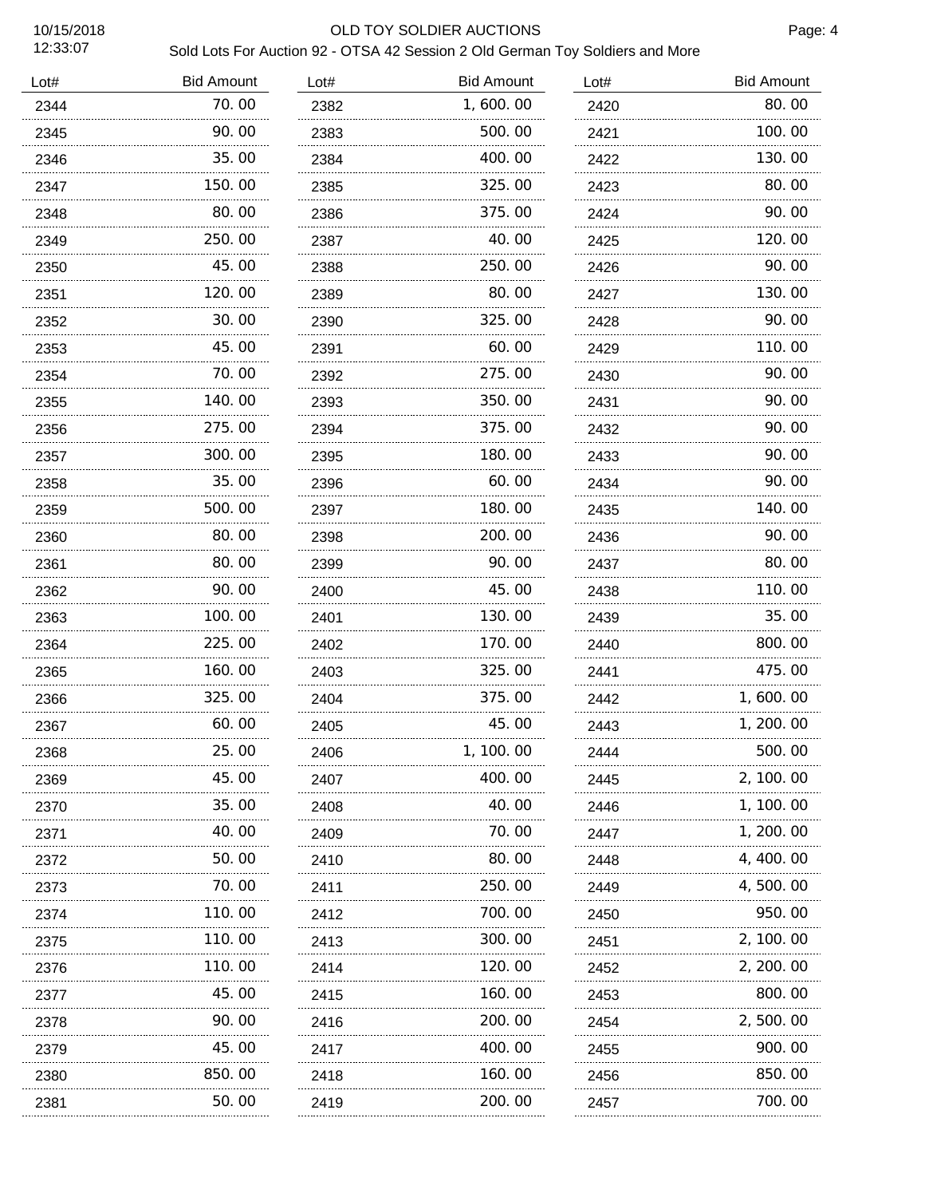# OLD TOY SOLDIER AUCTIONS

## Sold Lots For Auction 92 - OTSA 42 Session 2 Old German Toy Soldiers and More

10/15/2018
12:33:07

| Lot# | Bid Amount | Lot# | Bid Amount | Lot# | Bid Amount |
|---|---|---|---|---|---|
| 2344 | 70.00 | 2382 | 1,600.00 | 2420 | 80.00 |
| 2345 | 90.00 | 2383 | 500.00 | 2421 | 100.00 |
| 2346 | 35.00 | 2384 | 400.00 | 2422 | 130.00 |
| 2347 | 150.00 | 2385 | 325.00 | 2423 | 80.00 |
| 2348 | 80.00 | 2386 | 375.00 | 2424 | 90.00 |
| 2349 | 250.00 | 2387 | 40.00 | 2425 | 120.00 |
| 2350 | 45.00 | 2388 | 250.00 | 2426 | 90.00 |
| 2351 | 120.00 | 2389 | 80.00 | 2427 | 130.00 |
| 2352 | 30.00 | 2390 | 325.00 | 2428 | 90.00 |
| 2353 | 45.00 | 2391 | 60.00 | 2429 | 110.00 |
| 2354 | 70.00 | 2392 | 275.00 | 2430 | 90.00 |
| 2355 | 140.00 | 2393 | 350.00 | 2431 | 90.00 |
| 2356 | 275.00 | 2394 | 375.00 | 2432 | 90.00 |
| 2357 | 300.00 | 2395 | 180.00 | 2433 | 90.00 |
| 2358 | 35.00 | 2396 | 60.00 | 2434 | 90.00 |
| 2359 | 500.00 | 2397 | 180.00 | 2435 | 140.00 |
| 2360 | 80.00 | 2398 | 200.00 | 2436 | 90.00 |
| 2361 | 80.00 | 2399 | 90.00 | 2437 | 80.00 |
| 2362 | 90.00 | 2400 | 45.00 | 2438 | 110.00 |
| 2363 | 100.00 | 2401 | 130.00 | 2439 | 35.00 |
| 2364 | 225.00 | 2402 | 170.00 | 2440 | 800.00 |
| 2365 | 160.00 | 2403 | 325.00 | 2441 | 475.00 |
| 2366 | 325.00 | 2404 | 375.00 | 2442 | 1,600.00 |
| 2367 | 60.00 | 2405 | 45.00 | 2443 | 1,200.00 |
| 2368 | 25.00 | 2406 | 1,100.00 | 2444 | 500.00 |
| 2369 | 45.00 | 2407 | 400.00 | 2445 | 2,100.00 |
| 2370 | 35.00 | 2408 | 40.00 | 2446 | 1,100.00 |
| 2371 | 40.00 | 2409 | 70.00 | 2447 | 1,200.00 |
| 2372 | 50.00 | 2410 | 80.00 | 2448 | 4,400.00 |
| 2373 | 70.00 | 2411 | 250.00 | 2449 | 4,500.00 |
| 2374 | 110.00 | 2412 | 700.00 | 2450 | 950.00 |
| 2375 | 110.00 | 2413 | 300.00 | 2451 | 2,100.00 |
| 2376 | 110.00 | 2414 | 120.00 | 2452 | 2,200.00 |
| 2377 | 45.00 | 2415 | 160.00 | 2453 | 800.00 |
| 2378 | 90.00 | 2416 | 200.00 | 2454 | 2,500.00 |
| 2379 | 45.00 | 2417 | 400.00 | 2455 | 900.00 |
| 2380 | 850.00 | 2418 | 160.00 | 2456 | 850.00 |
| 2381 | 50.00 | 2419 | 200.00 | 2457 | 700.00 |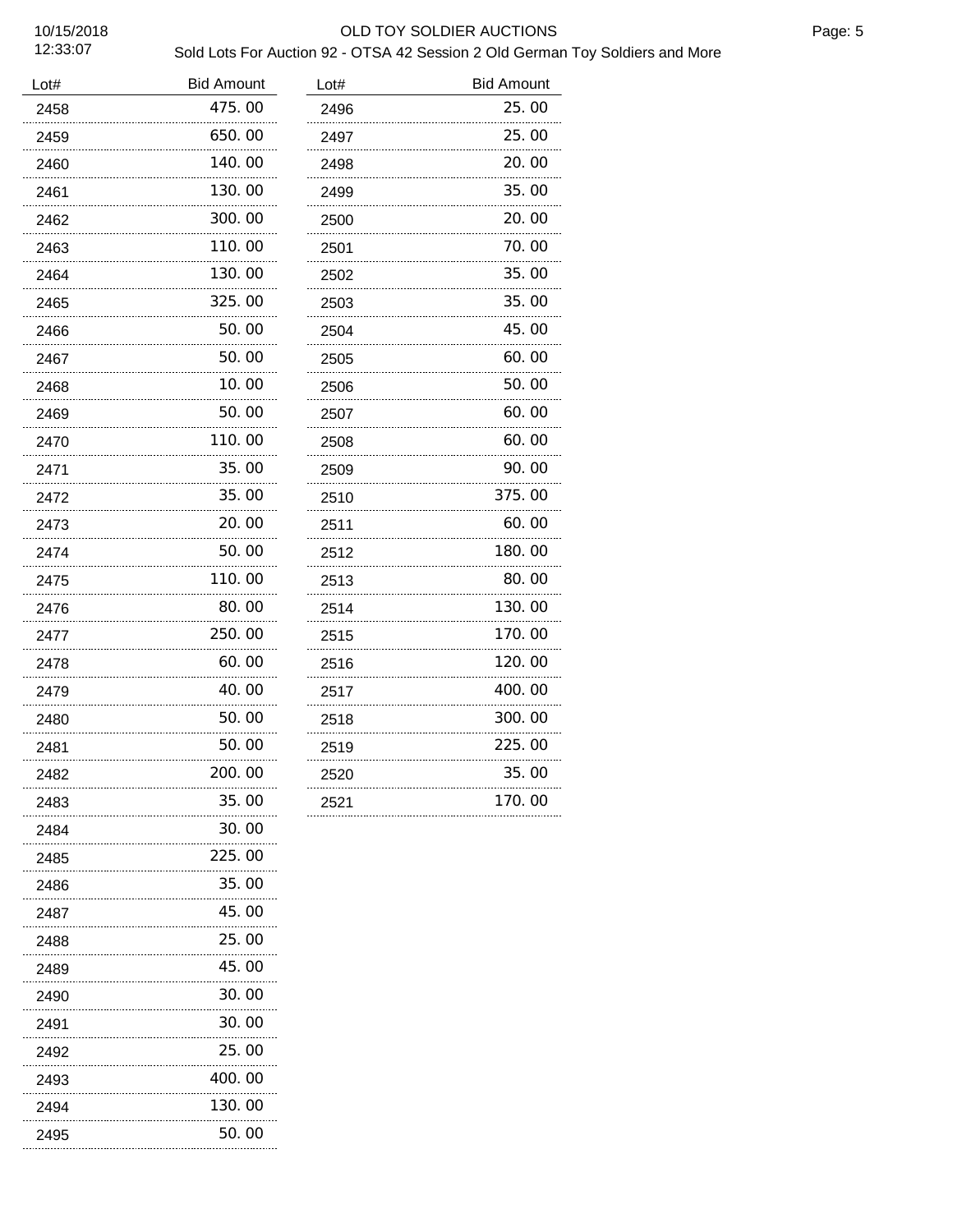# OLD TOY SOLDIER AUCTIONS

## Sold Lots For Auction 92 - OTSA 42 Session 2 Old German Toy Soldiers and More

| Lot# | Bid Amount |
|---|---|
| 2458 | 475. 00 |
| 2459 | 650. 00 |
| 2460 | 140. 00 |
| 2461 | 130. 00 |
| 2462 | 300. 00 |
| 2463 | 110. 00 |
| 2464 | 130. 00 |
| 2465 | 325. 00 |
| 2466 | 50. 00 |
| 2467 | 50. 00 |
| 2468 | 10. 00 |
| 2469 | 50. 00 |
| 2470 | 110. 00 |
| 2471 | 35. 00 |
| 2472 | 35. 00 |
| 2473 | 20. 00 |
| 2474 | 50. 00 |
| 2475 | 110. 00 |
| 2476 | 80. 00 |
| 2477 | 250. 00 |
| 2478 | 60. 00 |
| 2479 | 40. 00 |
| 2480 | 50. 00 |
| 2481 | 50. 00 |
| 2482 | 200. 00 |
| 2483 | 35. 00 |
| 2484 | 30. 00 |
| 2485 | 225. 00 |
| 2486 | 35. 00 |
| 2487 | 45. 00 |
| 2488 | 25. 00 |
| 2489 | 45. 00 |
| 2490 | 30. 00 |
| 2491 | 30. 00 |
| 2492 | 25. 00 |
| 2493 | 400. 00 |
| 2494 | 130. 00 |
| 2495 | 50. 00 |
| 2496 | 25. 00 |
| 2497 | 25. 00 |
| 2498 | 20. 00 |
| 2499 | 35. 00 |
| 2500 | 20. 00 |
| 2501 | 70. 00 |
| 2502 | 35. 00 |
| 2503 | 35. 00 |
| 2504 | 45. 00 |
| 2505 | 60. 00 |
| 2506 | 50. 00 |
| 2507 | 60. 00 |
| 2508 | 60. 00 |
| 2509 | 90. 00 |
| 2510 | 375. 00 |
| 2511 | 60. 00 |
| 2512 | 180. 00 |
| 2513 | 80. 00 |
| 2514 | 130. 00 |
| 2515 | 170. 00 |
| 2516 | 120. 00 |
| 2517 | 400. 00 |
| 2518 | 300. 00 |
| 2519 | 225. 00 |
| 2520 | 35. 00 |
| 2521 | 170. 00 |